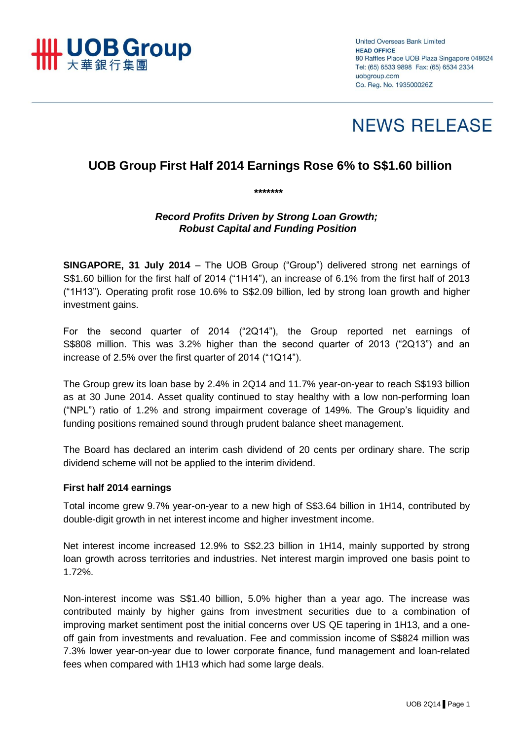UOB Group
大華銀行集團

United Overseas Bank Limited
**HEAD OFFICE**
80 Raffles Place UOB Plaza Singapore 048624
Tel: (65) 6533 9898 Fax: (65) 6534 2334
uobgroup.com
Co. Reg. No. 193500026Z

# NEWS RELEASE

## UOB Group First Half 2014 Earnings Rose 6% to S$1.60 billion

*******

***Record Profits Driven by Strong Loan Growth;***
***Robust Capital and Funding Position***

**SINGAPORE, 31 July 2014** – The UOB Group ("Group") delivered strong net earnings of S$1.60 billion for the first half of 2014 ("1H14"), an increase of 6.1% from the first half of 2013 ("1H13"). Operating profit rose 10.6% to S$2.09 billion, led by strong loan growth and higher investment gains.

For the second quarter of 2014 ("2Q14"), the Group reported net earnings of S$808 million. This was 3.2% higher than the second quarter of 2013 ("2Q13") and an increase of 2.5% over the first quarter of 2014 ("1Q14").

The Group grew its loan base by 2.4% in 2Q14 and 11.7% year-on-year to reach S$193 billion as at 30 June 2014. Asset quality continued to stay healthy with a low non-performing loan ("NPL") ratio of 1.2% and strong impairment coverage of 149%. The Group's liquidity and funding positions remained sound through prudent balance sheet management.

The Board has declared an interim cash dividend of 20 cents per ordinary share. The scrip dividend scheme will not be applied to the interim dividend.

### First half 2014 earnings

Total income grew 9.7% year-on-year to a new high of S$3.64 billion in 1H14, contributed by double-digit growth in net interest income and higher investment income.

Net interest income increased 12.9% to S$2.23 billion in 1H14, mainly supported by strong loan growth across territories and industries. Net interest margin improved one basis point to 1.72%.

Non-interest income was S$1.40 billion, 5.0% higher than a year ago. The increase was contributed mainly by higher gains from investment securities due to a combination of improving market sentiment post the initial concerns over US QE tapering in 1H13, and a one-off gain from investments and revaluation. Fee and commission income of S$824 million was 7.3% lower year-on-year due to lower corporate finance, fund management and loan-related fees when compared with 1H13 which had some large deals.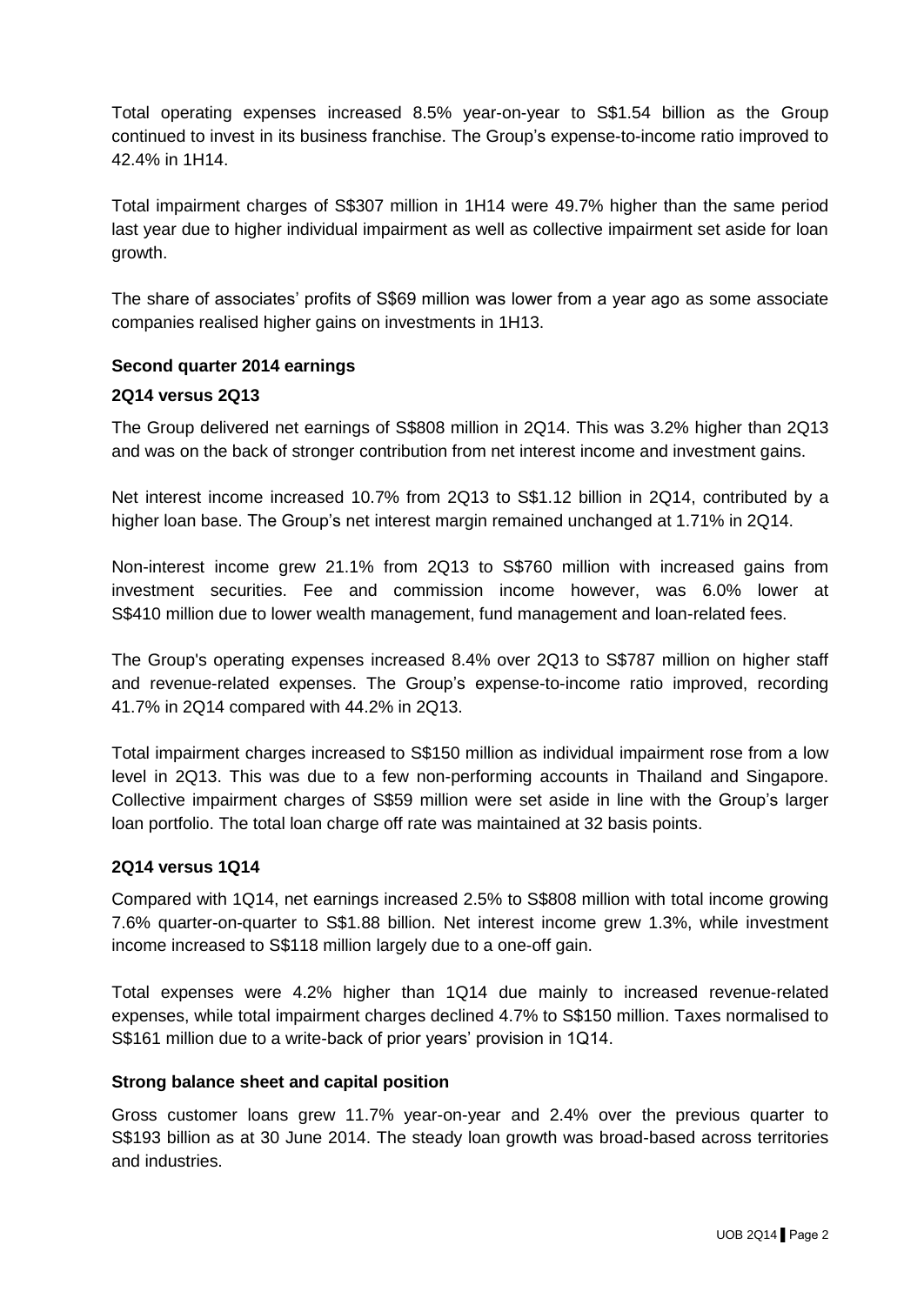Total operating expenses increased 8.5% year-on-year to S$1.54 billion as the Group continued to invest in its business franchise. The Group's expense-to-income ratio improved to 42.4% in 1H14.

Total impairment charges of S$307 million in 1H14 were 49.7% higher than the same period last year due to higher individual impairment as well as collective impairment set aside for loan growth.

The share of associates' profits of S$69 million was lower from a year ago as some associate companies realised higher gains on investments in 1H13.

**Second quarter 2014 earnings**

**2Q14 versus 2Q13**

The Group delivered net earnings of S$808 million in 2Q14. This was 3.2% higher than 2Q13 and was on the back of stronger contribution from net interest income and investment gains.

Net interest income increased 10.7% from 2Q13 to S$1.12 billion in 2Q14, contributed by a higher loan base. The Group's net interest margin remained unchanged at 1.71% in 2Q14.

Non-interest income grew 21.1% from 2Q13 to S$760 million with increased gains from investment securities. Fee and commission income however, was 6.0% lower at S$410 million due to lower wealth management, fund management and loan-related fees.

The Group's operating expenses increased 8.4% over 2Q13 to S$787 million on higher staff and revenue-related expenses. The Group's expense-to-income ratio improved, recording 41.7% in 2Q14 compared with 44.2% in 2Q13.

Total impairment charges increased to S$150 million as individual impairment rose from a low level in 2Q13. This was due to a few non-performing accounts in Thailand and Singapore. Collective impairment charges of S$59 million were set aside in line with the Group's larger loan portfolio. The total loan charge off rate was maintained at 32 basis points.

**2Q14 versus 1Q14**

Compared with 1Q14, net earnings increased 2.5% to S$808 million with total income growing 7.6% quarter-on-quarter to S$1.88 billion. Net interest income grew 1.3%, while investment income increased to S$118 million largely due to a one-off gain.

Total expenses were 4.2% higher than 1Q14 due mainly to increased revenue-related expenses, while total impairment charges declined 4.7% to S$150 million. Taxes normalised to S$161 million due to a write-back of prior years' provision in 1Q14.

**Strong balance sheet and capital position**

Gross customer loans grew 11.7% year-on-year and 2.4% over the previous quarter to S$193 billion as at 30 June 2014. The steady loan growth was broad-based across territories and industries.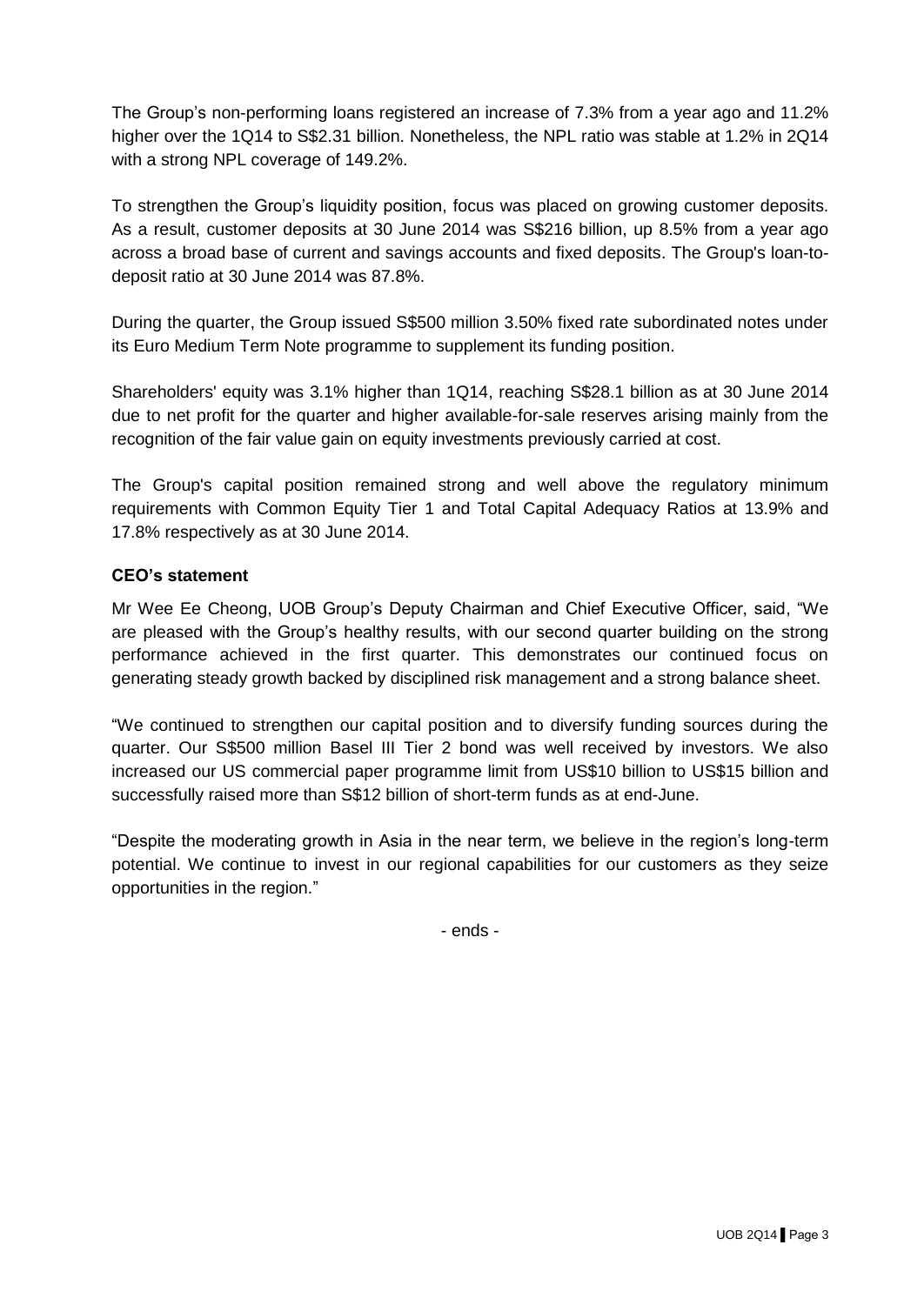The Group's non-performing loans registered an increase of 7.3% from a year ago and 11.2% higher over the 1Q14 to S$2.31 billion. Nonetheless, the NPL ratio was stable at 1.2% in 2Q14 with a strong NPL coverage of 149.2%.

To strengthen the Group's liquidity position, focus was placed on growing customer deposits. As a result, customer deposits at 30 June 2014 was S$216 billion, up 8.5% from a year ago across a broad base of current and savings accounts and fixed deposits. The Group's loan-to-deposit ratio at 30 June 2014 was 87.8%.

During the quarter, the Group issued S$500 million 3.50% fixed rate subordinated notes under its Euro Medium Term Note programme to supplement its funding position.

Shareholders' equity was 3.1% higher than 1Q14, reaching S$28.1 billion as at 30 June 2014 due to net profit for the quarter and higher available-for-sale reserves arising mainly from the recognition of the fair value gain on equity investments previously carried at cost.

The Group's capital position remained strong and well above the regulatory minimum requirements with Common Equity Tier 1 and Total Capital Adequacy Ratios at 13.9% and 17.8% respectively as at 30 June 2014.

**CEO's statement**

Mr Wee Ee Cheong, UOB Group's Deputy Chairman and Chief Executive Officer, said, "We are pleased with the Group's healthy results, with our second quarter building on the strong performance achieved in the first quarter. This demonstrates our continued focus on generating steady growth backed by disciplined risk management and a strong balance sheet.

"We continued to strengthen our capital position and to diversify funding sources during the quarter. Our S$500 million Basel III Tier 2 bond was well received by investors. We also increased our US commercial paper programme limit from US$10 billion to US$15 billion and successfully raised more than S$12 billion of short-term funds as at end-June.

"Despite the moderating growth in Asia in the near term, we believe in the region's long-term potential. We continue to invest in our regional capabilities for our customers as they seize opportunities in the region."

- ends -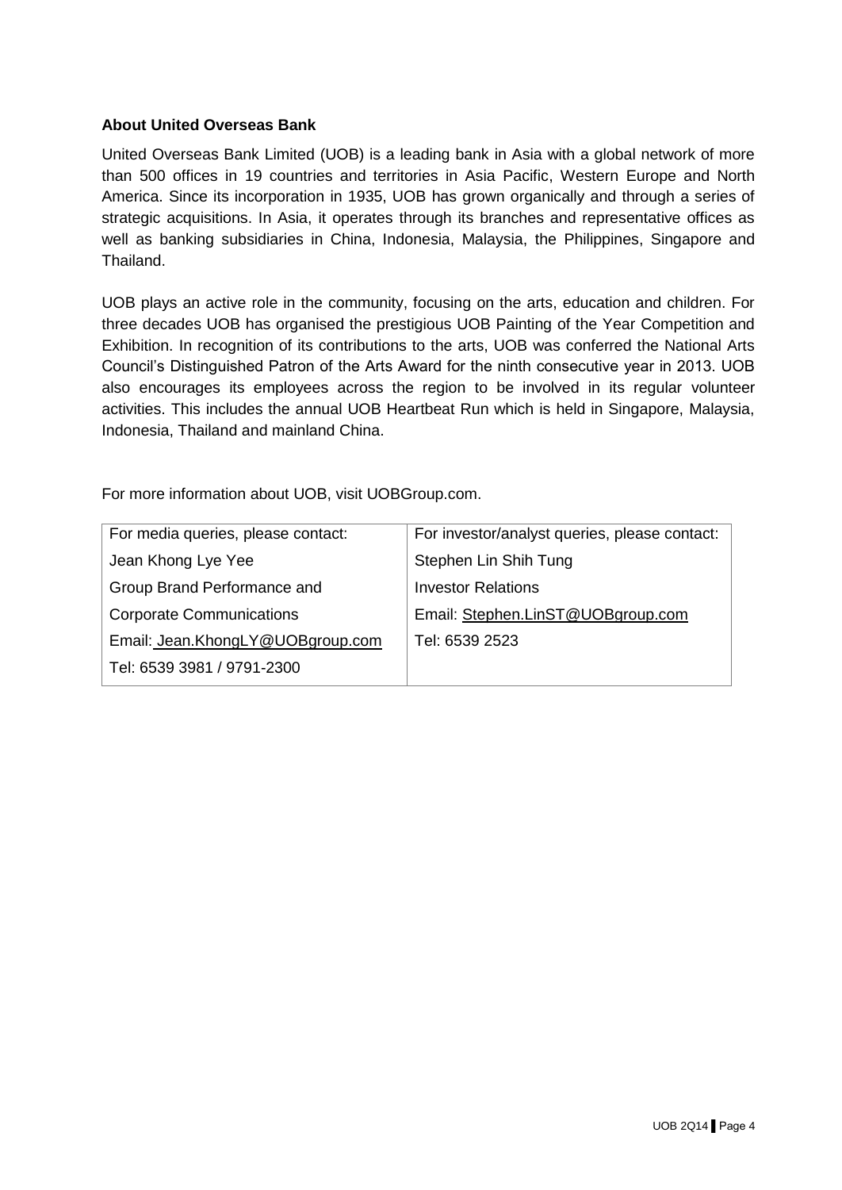**About United Overseas Bank**

United Overseas Bank Limited (UOB) is a leading bank in Asia with a global network of more than 500 offices in 19 countries and territories in Asia Pacific, Western Europe and North America. Since its incorporation in 1935, UOB has grown organically and through a series of strategic acquisitions. In Asia, it operates through its branches and representative offices as well as banking subsidiaries in China, Indonesia, Malaysia, the Philippines, Singapore and Thailand.

UOB plays an active role in the community, focusing on the arts, education and children. For three decades UOB has organised the prestigious UOB Painting of the Year Competition and Exhibition. In recognition of its contributions to the arts, UOB was conferred the National Arts Council's Distinguished Patron of the Arts Award for the ninth consecutive year in 2013. UOB also encourages its employees across the region to be involved in its regular volunteer activities. This includes the annual UOB Heartbeat Run which is held in Singapore, Malaysia, Indonesia, Thailand and mainland China.

For more information about UOB, visit UOBGroup.com.

| | |
|---|---|
| For media queries, please contact: | For investor/analyst queries, please contact: |
| Jean Khong Lye Yee | Stephen Lin Shih Tung |
| Group Brand Performance and | Investor Relations |
| Corporate Communications | Email: Stephen.LinST@UOBgroup.com |
| Email: Jean.KhongLY@UOBgroup.com | Tel: 6539 2523 |
| Tel: 6539 3981 / 9791-2300 | |